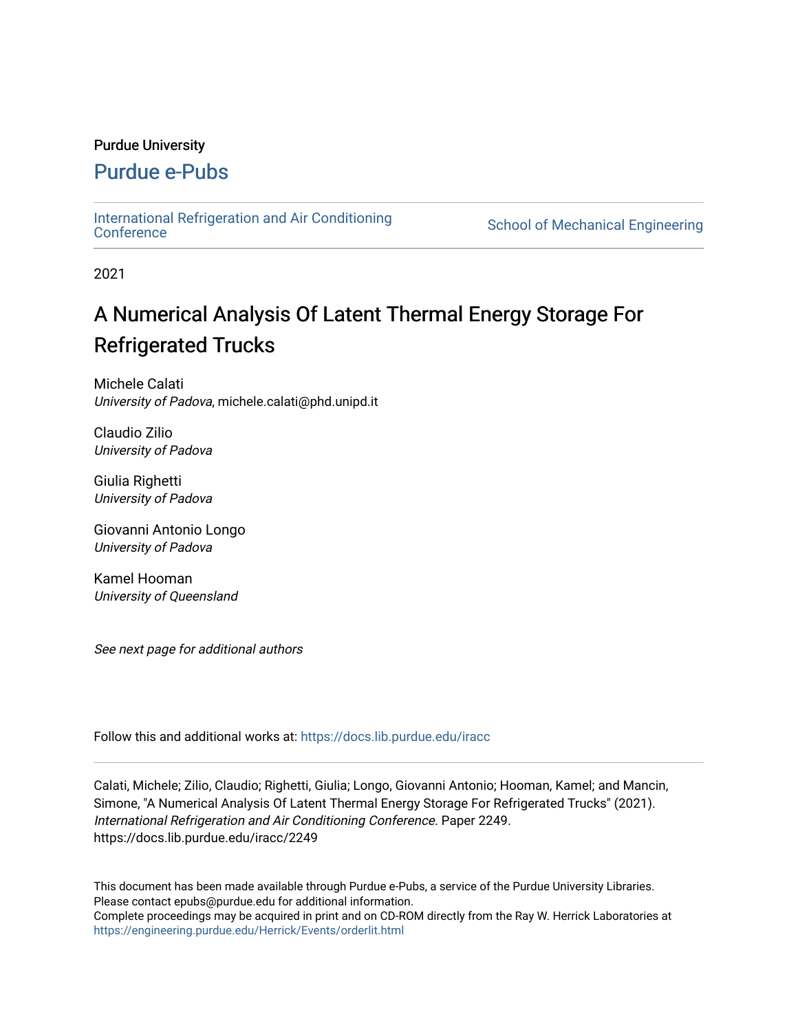Purdue University

# Purdue e-Pubs

International Refrigeration and Air Conditioning Conference | School of Mechanical Engineering

2021

# A Numerical Analysis Of Latent Thermal Energy Storage For Refrigerated Trucks

Michele Calati
*University of Padova*, michele.calati@phd.unipd.it

Claudio Zilio
*University of Padova*

Giulia Righetti
*University of Padova*

Giovanni Antonio Longo
*University of Padova*

Kamel Hooman
*University of Queensland*

*See next page for additional authors*

Follow this and additional works at: https://docs.lib.purdue.edu/iracc

Calati, Michele; Zilio, Claudio; Righetti, Giulia; Longo, Giovanni Antonio; Hooman, Kamel; and Mancin, Simone, "A Numerical Analysis Of Latent Thermal Energy Storage For Refrigerated Trucks" (2021). *International Refrigeration and Air Conditioning Conference.* Paper 2249.
https://docs.lib.purdue.edu/iracc/2249

This document has been made available through Purdue e-Pubs, a service of the Purdue University Libraries. Please contact epubs@purdue.edu for additional information.
Complete proceedings may be acquired in print and on CD-ROM directly from the Ray W. Herrick Laboratories at https://engineering.purdue.edu/Herrick/Events/orderlit.html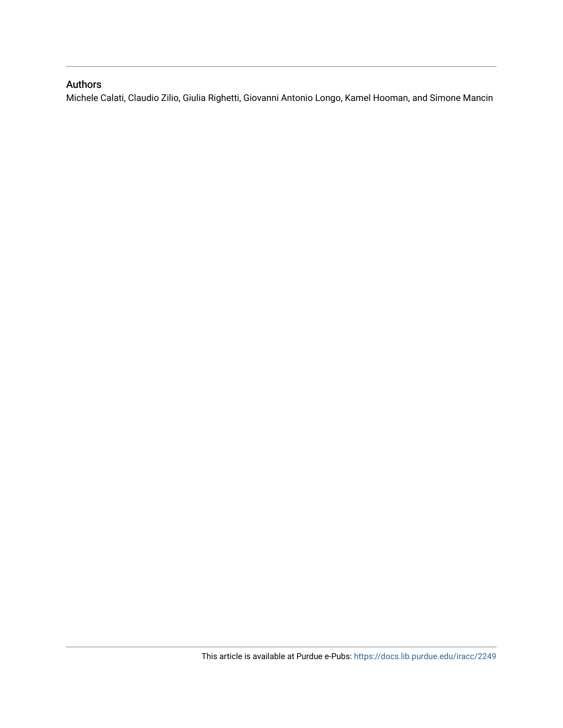## Authors

Michele Calati, Claudio Zilio, Giulia Righetti, Giovanni Antonio Longo, Kamel Hooman, and Simone Mancin

This article is available at Purdue e-Pubs: https://docs.lib.purdue.edu/iracc/2249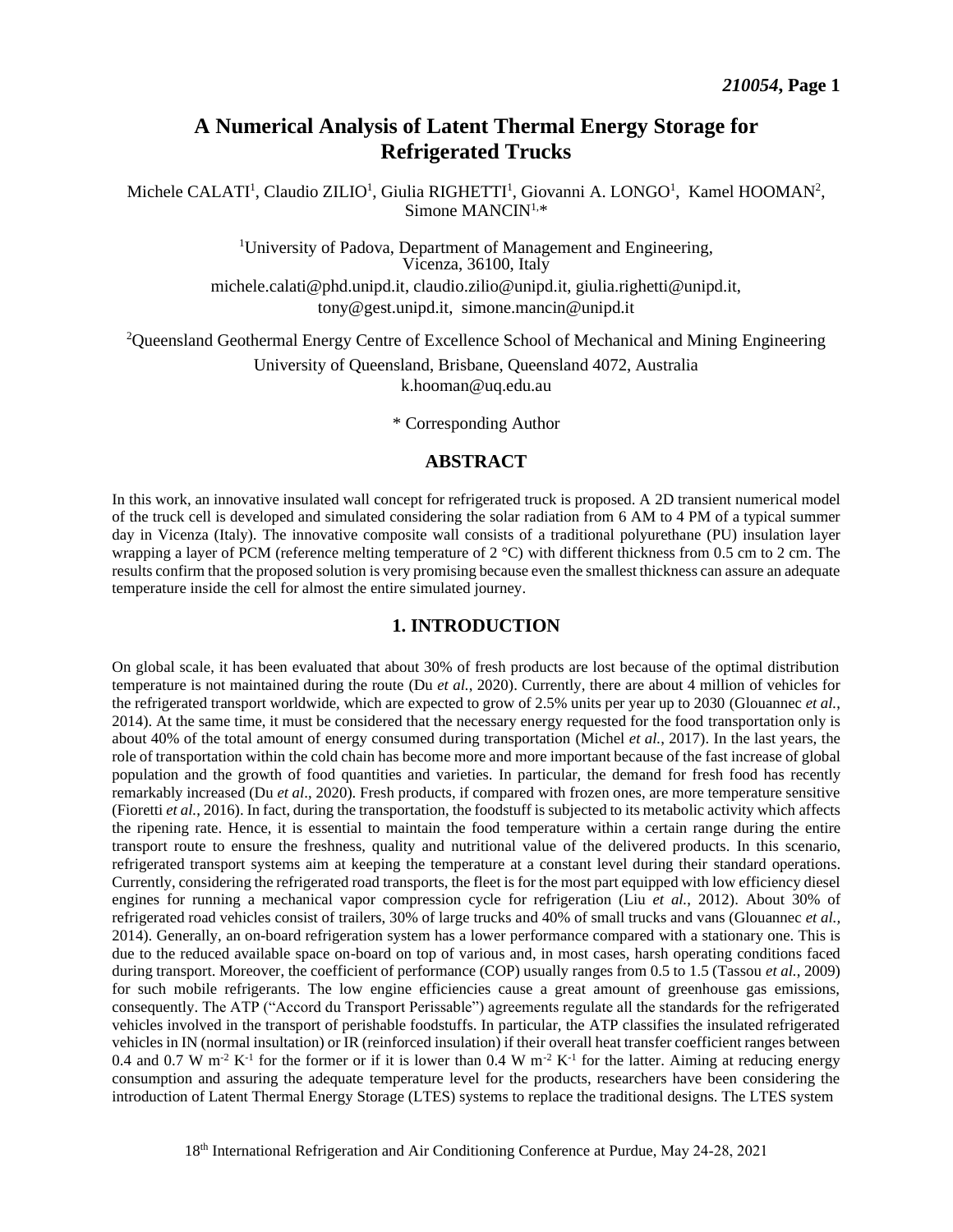# A Numerical Analysis of Latent Thermal Energy Storage for Refrigerated Trucks

Michele CALATI[1], Claudio ZILIO[1], Giulia RIGHETTI[1], Giovanni A. LONGO[1], Kamel HOOMAN[2], Simone MANCIN[1,*]

[1]University of Padova, Department of Management and Engineering, Vicenza, 36100, Italy
michele.calati@phd.unipd.it, claudio.zilio@unipd.it, giulia.righetti@unipd.it, tony@gest.unipd.it, simone.mancin@unipd.it

[2]Queensland Geothermal Energy Centre of Excellence School of Mechanical and Mining Engineering
University of Queensland, Brisbane, Queensland 4072, Australia
k.hooman@uq.edu.au

\* Corresponding Author

## ABSTRACT

In this work, an innovative insulated wall concept for refrigerated truck is proposed. A 2D transient numerical model of the truck cell is developed and simulated considering the solar radiation from 6 AM to 4 PM of a typical summer day in Vicenza (Italy). The innovative composite wall consists of a traditional polyurethane (PU) insulation layer wrapping a layer of PCM (reference melting temperature of 2 °C) with different thickness from 0.5 cm to 2 cm. The results confirm that the proposed solution is very promising because even the smallest thickness can assure an adequate temperature inside the cell for almost the entire simulated journey.

## 1. INTRODUCTION

On global scale, it has been evaluated that about 30% of fresh products are lost because of the optimal distribution temperature is not maintained during the route (Du *et al.*, 2020). Currently, there are about 4 million of vehicles for the refrigerated transport worldwide, which are expected to grow of 2.5% units per year up to 2030 (Glouannec *et al.*, 2014). At the same time, it must be considered that the necessary energy requested for the food transportation only is about 40% of the total amount of energy consumed during transportation (Michel *et al.*, 2017). In the last years, the role of transportation within the cold chain has become more and more important because of the fast increase of global population and the growth of food quantities and varieties. In particular, the demand for fresh food has recently remarkably increased (Du *et al*., 2020). Fresh products, if compared with frozen ones, are more temperature sensitive (Fioretti *et al.*, 2016). In fact, during the transportation, the foodstuff is subjected to its metabolic activity which affects the ripening rate. Hence, it is essential to maintain the food temperature within a certain range during the entire transport route to ensure the freshness, quality and nutritional value of the delivered products. In this scenario, refrigerated transport systems aim at keeping the temperature at a constant level during their standard operations. Currently, considering the refrigerated road transports, the fleet is for the most part equipped with low efficiency diesel engines for running a mechanical vapor compression cycle for refrigeration (Liu *et al.*, 2012). About 30% of refrigerated road vehicles consist of trailers, 30% of large trucks and 40% of small trucks and vans (Glouannec *et al.*, 2014). Generally, an on-board refrigeration system has a lower performance compared with a stationary one. This is due to the reduced available space on-board on top of various and, in most cases, harsh operating conditions faced during transport. Moreover, the coefficient of performance (COP) usually ranges from 0.5 to 1.5 (Tassou *et al.*, 2009) for such mobile refrigerants. The low engine efficiencies cause a great amount of greenhouse gas emissions, consequently. The ATP ("Accord du Transport Perissable") agreements regulate all the standards for the refrigerated vehicles involved in the transport of perishable foodstuffs. In particular, the ATP classifies the insulated refrigerated vehicles in IN (normal insultation) or IR (reinforced insulation) if their overall heat transfer coefficient ranges between 0.4 and 0.7 W $m^{-2}$ $K^{-1}$ for the former or if it is lower than 0.4 W $m^{-2}$ $K^{-1}$ for the latter. Aiming at reducing energy consumption and assuring the adequate temperature level for the products, researchers have been considering the introduction of Latent Thermal Energy Storage (LTES) systems to replace the traditional designs. The LTES system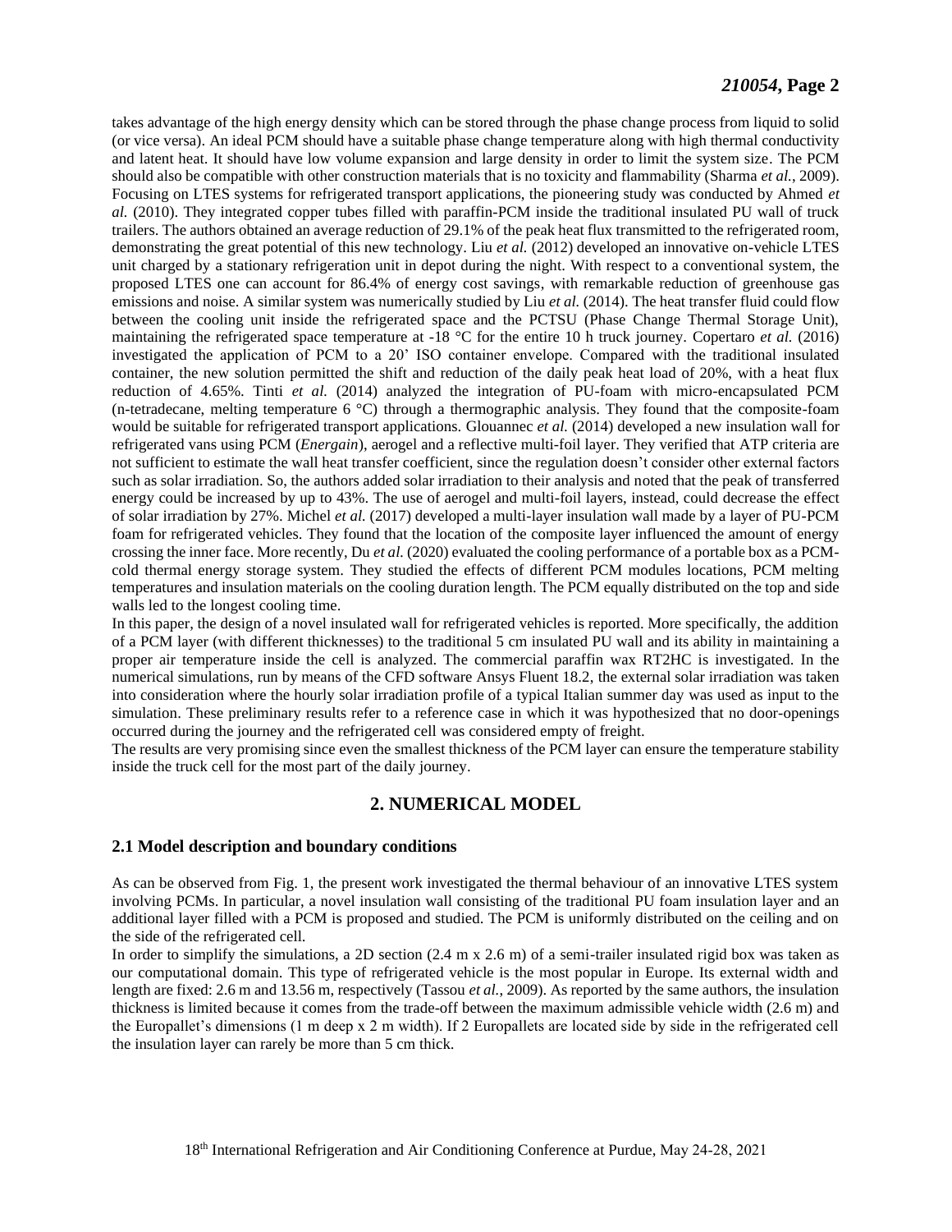takes advantage of the high energy density which can be stored through the phase change process from liquid to solid (or vice versa). An ideal PCM should have a suitable phase change temperature along with high thermal conductivity and latent heat. It should have low volume expansion and large density in order to limit the system size. The PCM should also be compatible with other construction materials that is no toxicity and flammability (Sharma *et al.*, 2009). Focusing on LTES systems for refrigerated transport applications, the pioneering study was conducted by Ahmed *et al.* (2010). They integrated copper tubes filled with paraffin-PCM inside the traditional insulated PU wall of truck trailers. The authors obtained an average reduction of 29.1% of the peak heat flux transmitted to the refrigerated room, demonstrating the great potential of this new technology. Liu *et al.* (2012) developed an innovative on-vehicle LTES unit charged by a stationary refrigeration unit in depot during the night. With respect to a conventional system, the proposed LTES one can account for 86.4% of energy cost savings, with remarkable reduction of greenhouse gas emissions and noise. A similar system was numerically studied by Liu *et al.* (2014). The heat transfer fluid could flow between the cooling unit inside the refrigerated space and the PCTSU (Phase Change Thermal Storage Unit), maintaining the refrigerated space temperature at -18 °C for the entire 10 h truck journey. Copertaro *et al.* (2016) investigated the application of PCM to a 20' ISO container envelope. Compared with the traditional insulated container, the new solution permitted the shift and reduction of the daily peak heat load of 20%, with a heat flux reduction of 4.65%. Tinti *et al.* (2014) analyzed the integration of PU-foam with micro-encapsulated PCM (n-tetradecane, melting temperature 6 °C) through a thermographic analysis. They found that the composite-foam would be suitable for refrigerated transport applications. Glouannec *et al.* (2014) developed a new insulation wall for refrigerated vans using PCM (*Energain*), aerogel and a reflective multi-foil layer. They verified that ATP criteria are not sufficient to estimate the wall heat transfer coefficient, since the regulation doesn't consider other external factors such as solar irradiation. So, the authors added solar irradiation to their analysis and noted that the peak of transferred energy could be increased by up to 43%. The use of aerogel and multi-foil layers, instead, could decrease the effect of solar irradiation by 27%. Michel *et al.* (2017) developed a multi-layer insulation wall made by a layer of PU-PCM foam for refrigerated vehicles. They found that the location of the composite layer influenced the amount of energy crossing the inner face. More recently, Du *et al.* (2020) evaluated the cooling performance of a portable box as a PCM-cold thermal energy storage system. They studied the effects of different PCM modules locations, PCM melting temperatures and insulation materials on the cooling duration length. The PCM equally distributed on the top and side walls led to the longest cooling time.

In this paper, the design of a novel insulated wall for refrigerated vehicles is reported. More specifically, the addition of a PCM layer (with different thicknesses) to the traditional 5 cm insulated PU wall and its ability in maintaining a proper air temperature inside the cell is analyzed. The commercial paraffin wax RT2HC is investigated. In the numerical simulations, run by means of the CFD software Ansys Fluent 18.2, the external solar irradiation was taken into consideration where the hourly solar irradiation profile of a typical Italian summer day was used as input to the simulation. These preliminary results refer to a reference case in which it was hypothesized that no door-openings occurred during the journey and the refrigerated cell was considered empty of freight.

The results are very promising since even the smallest thickness of the PCM layer can ensure the temperature stability inside the truck cell for the most part of the daily journey.

## 2. NUMERICAL MODEL

### 2.1 Model description and boundary conditions

As can be observed from Fig. 1, the present work investigated the thermal behaviour of an innovative LTES system involving PCMs. In particular, a novel insulation wall consisting of the traditional PU foam insulation layer and an additional layer filled with a PCM is proposed and studied. The PCM is uniformly distributed on the ceiling and on the side of the refrigerated cell.

In order to simplify the simulations, a 2D section (2.4 m x 2.6 m) of a semi-trailer insulated rigid box was taken as our computational domain. This type of refrigerated vehicle is the most popular in Europe. Its external width and length are fixed: 2.6 m and 13.56 m, respectively (Tassou *et al.*, 2009). As reported by the same authors, the insulation thickness is limited because it comes from the trade-off between the maximum admissible vehicle width (2.6 m) and the Europallet's dimensions (1 m deep x 2 m width). If 2 Europallets are located side by side in the refrigerated cell the insulation layer can rarely be more than 5 cm thick.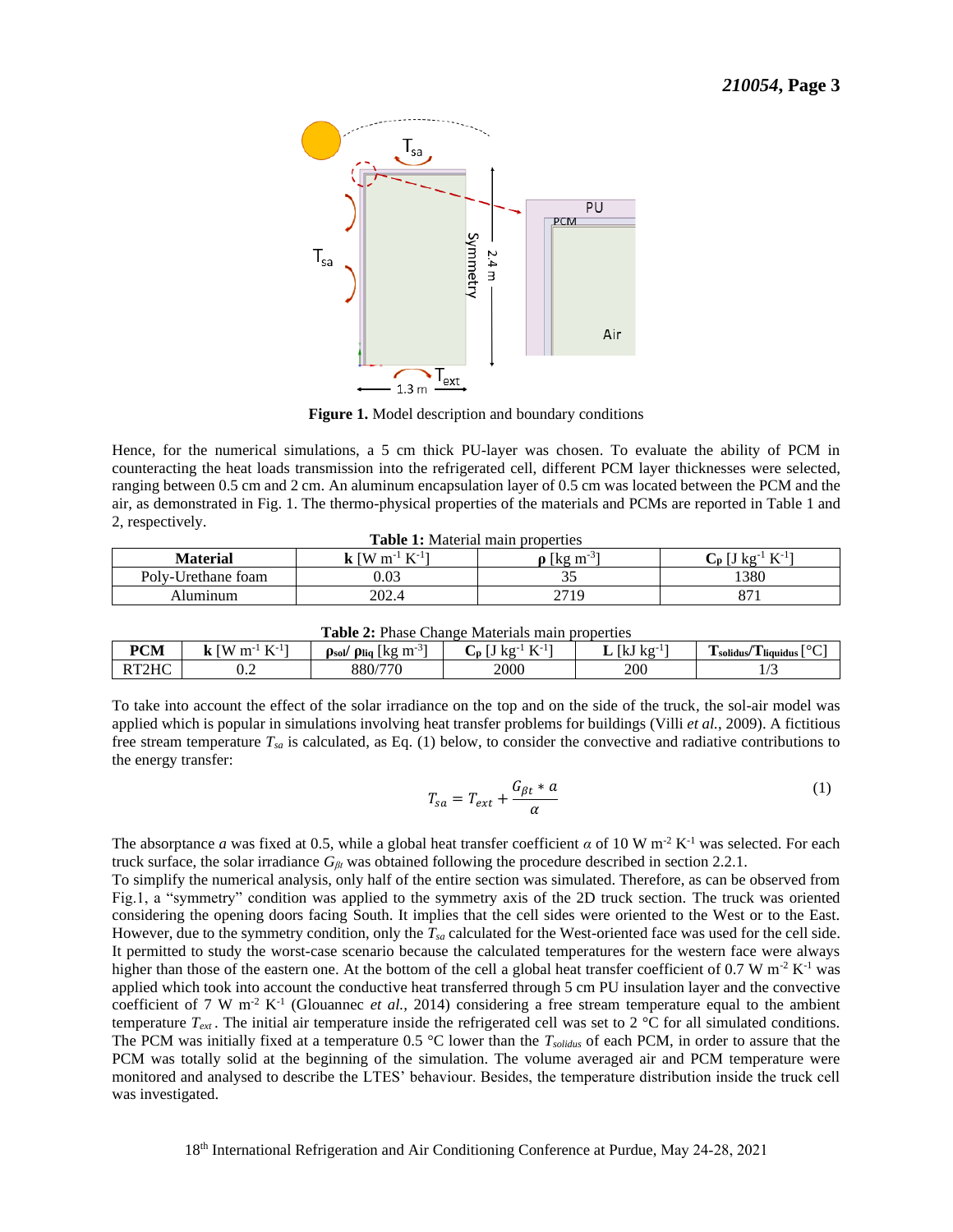**Figure 1.** Model description and boundary conditions

Hence, for the numerical simulations, a 5 cm thick PU-layer was chosen. To evaluate the ability of PCM in counteracting the heat loads transmission into the refrigerated cell, different PCM layer thicknesses were selected, ranging between 0.5 cm and 2 cm. An aluminum encapsulation layer of 0.5 cm was located between the PCM and the air, as demonstrated in Fig. 1. The thermo-physical properties of the materials and PCMs are reported in Table 1 and 2, respectively.

**Table 1:** Material main properties

| Material | **k** [W m$^{-1}$ K$^{-1}$] | **ρ** [kg m$^{-3}$] | **C$_p$** [J kg$^{-1}$ K$^{-1}$] |
|---|---|---|---|
| Poly-Urethane foam | 0.03 | 35 | 1380 |
| Aluminum | 202.4 | 2719 | 871 |

**Table 2:** Phase Change Materials main properties

| PCM | **k** [W m$^{-1}$ K$^{-1}$] | **ρ$_{sol}$/ ρ$_{liq}$** [kg m$^{-3}$] | **C$_p$** [J kg$^{-1}$ K$^{-1}$] | **L** [kJ kg$^{-1}$] | **T$_{solidus}$/T$_{liquidus}$** [°C] |
|---|---|---|---|---|---|
| RT2HC | 0.2 | 880/770 | 2000 | 200 | 1/3 |

To take into account the effect of the solar irradiance on the top and on the side of the truck, the sol-air model was applied which is popular in simulations involving heat transfer problems for buildings (Villi *et al.*, 2009). A fictitious free stream temperature $T_{sa}$ is calculated, as Eq. (1) below, to consider the convective and radiative contributions to the energy transfer:

$$T_{sa} = T_{ext} + \frac{G_{\beta t} * a}{\alpha} \tag{1}$$

The absorptance $a$ was fixed at 0.5, while a global heat transfer coefficient $\alpha$ of 10 W m$^{-2}$ K$^{-1}$ was selected. For each truck surface, the solar irradiance $G_{\beta t}$ was obtained following the procedure described in section 2.2.1.

To simplify the numerical analysis, only half of the entire section was simulated. Therefore, as can be observed from Fig.1, a "symmetry" condition was applied to the symmetry axis of the 2D truck section. The truck was oriented considering the opening doors facing South. It implies that the cell sides were oriented to the West or to the East. However, due to the symmetry condition, only the $T_{sa}$ calculated for the West-oriented face was used for the cell side. It permitted to study the worst-case scenario because the calculated temperatures for the western face were always higher than those of the eastern one. At the bottom of the cell a global heat transfer coefficient of 0.7 W m$^{-2}$ K$^{-1}$ was applied which took into account the conductive heat transferred through 5 cm PU insulation layer and the convective coefficient of 7 W m$^{-2}$ K$^{-1}$ (Glouannec *et al.*, 2014) considering a free stream temperature equal to the ambient temperature $T_{ext}$. The initial air temperature inside the refrigerated cell was set to 2 °C for all simulated conditions. The PCM was initially fixed at a temperature 0.5 °C lower than the $T_{solidus}$ of each PCM, in order to assure that the PCM was totally solid at the beginning of the simulation. The volume averaged air and PCM temperature were monitored and analysed to describe the LTES' behaviour. Besides, the temperature distribution inside the truck cell was investigated.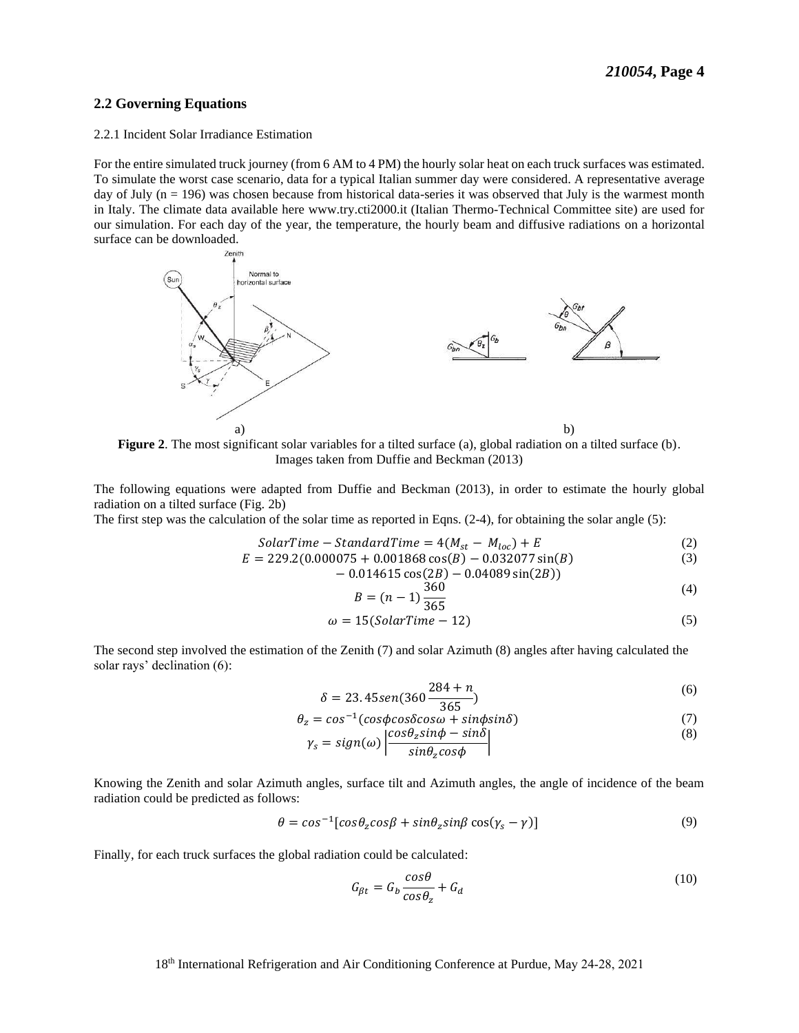## 2.2 Governing Equations

2.2.1 Incident Solar Irradiance Estimation

For the entire simulated truck journey (from 6 AM to 4 PM) the hourly solar heat on each truck surfaces was estimated. To simulate the worst case scenario, data for a typical Italian summer day were considered. A representative average day of July (n = 196) was chosen because from historical data-series it was observed that July is the warmest month in Italy. The climate data available here www.try.cti2000.it (Italian Thermo-Technical Committee site) are used for our simulation. For each day of the year, the temperature, the hourly beam and diffusive radiations on a horizontal surface can be downloaded.

a) b)

**Figure 2**. The most significant solar variables for a tilted surface (a), global radiation on a tilted surface (b). Images taken from Duffie and Beckman (2013)

The following equations were adapted from Duffie and Beckman (2013), in order to estimate the hourly global radiation on a tilted surface (Fig. 2b)

The first step was the calculation of the solar time as reported in Eqns. (2-4), for obtaining the solar angle (5):

$$SolarTime - StandardTime = 4(M_{st} - M_{loc}) + E \tag{2}$$

$$E = 229.2(0.000075 + 0.001868\cos(B) - 0.032077\sin(B) - 0.014615\cos(2B) - 0.04089\sin(2B)) \tag{3}$$

$$B = (n-1)\frac{360}{365} \tag{4}$$

$$\omega = 15(SolarTime - 12) \tag{5}$$

The second step involved the estimation of the Zenith (7) and solar Azimuth (8) angles after having calculated the solar rays' declination (6):

$$\delta = 23.45 sen(360\frac{284+n}{365}) \tag{6}$$

$$\theta_z = cos^{-1}(cos\phi cos\delta cos\omega + sin\phi sin\delta) \tag{7}$$

$$\gamma_s = sign(\omega)\left|\frac{cos\theta_z sin\phi - sin\delta}{sin\theta_z cos\phi}\right| \tag{8}$$

Knowing the Zenith and solar Azimuth angles, surface tilt and Azimuth angles, the angle of incidence of the beam radiation could be predicted as follows:

$$\theta = cos^{-1}[cos\theta_z cos\beta + sin\theta_z sin\beta\cos(\gamma_s - \gamma)] \tag{9}$$

Finally, for each truck surfaces the global radiation could be calculated:

$$G_{\beta t} = G_b\frac{cos\theta}{cos\theta_z} + G_d \tag{10}$$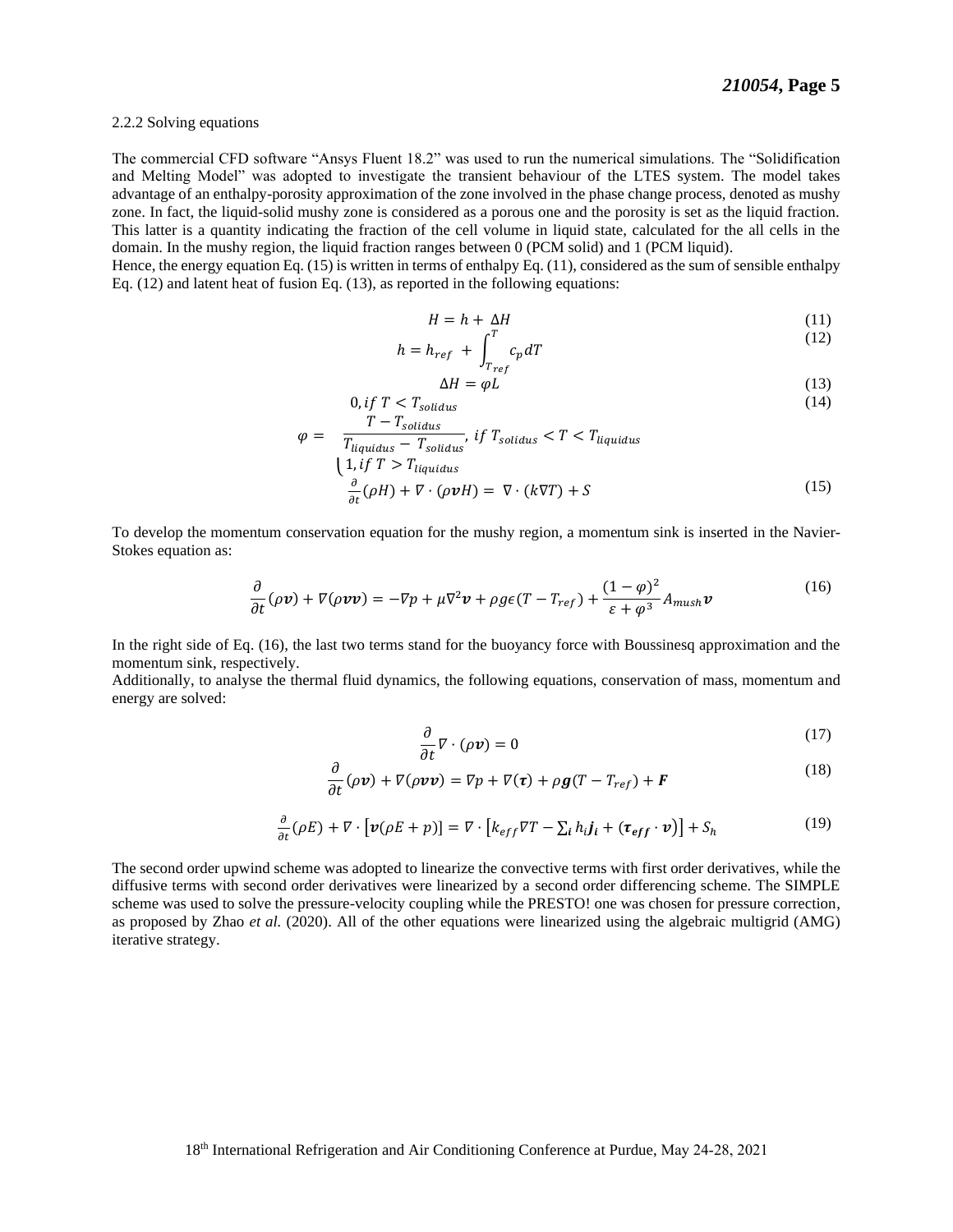2.2.2 Solving equations

The commercial CFD software "Ansys Fluent 18.2" was used to run the numerical simulations. The "Solidification and Melting Model" was adopted to investigate the transient behaviour of the LTES system. The model takes advantage of an enthalpy-porosity approximation of the zone involved in the phase change process, denoted as mushy zone. In fact, the liquid-solid mushy zone is considered as a porous one and the porosity is set as the liquid fraction. This latter is a quantity indicating the fraction of the cell volume in liquid state, calculated for the all cells in the domain. In the mushy region, the liquid fraction ranges between 0 (PCM solid) and 1 (PCM liquid).
Hence, the energy equation Eq. (15) is written in terms of enthalpy Eq. (11), considered as the sum of sensible enthalpy Eq. (12) and latent heat of fusion Eq. (13), as reported in the following equations:

$$H = h + \Delta H \tag{11}$$

$$h = h_{ref} + \int_{T_{ref}}^{T} c_p dT \tag{12}$$

$$\Delta H = \varphi L \tag{13}$$

$$\varphi = \begin{cases} 0, if\ T < T_{solidus} \\ \dfrac{T - T_{solidus}}{T_{liquidus} - T_{solidus}},\ if\ T_{solidus} < T < T_{liquidus} \\ 1, if\ T > T_{liquidus} \end{cases} \tag{14}$$

$$\frac{\partial}{\partial t}(\rho H) + \nabla \cdot (\rho \boldsymbol{v} H) = \nabla \cdot (k \nabla T) + S \tag{15}$$

To develop the momentum conservation equation for the mushy region, a momentum sink is inserted in the Navier-Stokes equation as:

$$\frac{\partial}{\partial t}(\rho \boldsymbol{v}) + \nabla(\rho \boldsymbol{v}\boldsymbol{v}) = -\nabla p + \mu \nabla^2 \boldsymbol{v} + \rho g \epsilon (T - T_{ref}) + \frac{(1-\varphi)^2}{\varepsilon + \varphi^3} A_{mush} \boldsymbol{v} \tag{16}$$

In the right side of Eq. (16), the last two terms stand for the buoyancy force with Boussinesq approximation and the momentum sink, respectively.
Additionally, to analyse the thermal fluid dynamics, the following equations, conservation of mass, momentum and energy are solved:

$$\frac{\partial}{\partial t} \nabla \cdot (\rho \boldsymbol{v}) = 0 \tag{17}$$

$$\frac{\partial}{\partial t}(\rho \boldsymbol{v}) + \nabla(\rho \boldsymbol{v}\boldsymbol{v}) = \nabla p + \nabla(\boldsymbol{\tau}) + \rho \boldsymbol{g}(T - T_{ref}) + \boldsymbol{F} \tag{18}$$

$$\frac{\partial}{\partial t}(\rho E) + \nabla \cdot [\boldsymbol{v}(\rho E + p)] = \nabla \cdot \left[k_{eff} \nabla T - \textstyle\sum_{\boldsymbol{i}} h_i \boldsymbol{j_i} + (\boldsymbol{\tau_{eff}} \cdot \boldsymbol{v})\right] + S_h \tag{19}$$

The second order upwind scheme was adopted to linearize the convective terms with first order derivatives, while the diffusive terms with second order derivatives were linearized by a second order differencing scheme. The SIMPLE scheme was used to solve the pressure-velocity coupling while the PRESTO! one was chosen for pressure correction, as proposed by Zhao *et al.* (2020). All of the other equations were linearized using the algebraic multigrid (AMG) iterative strategy.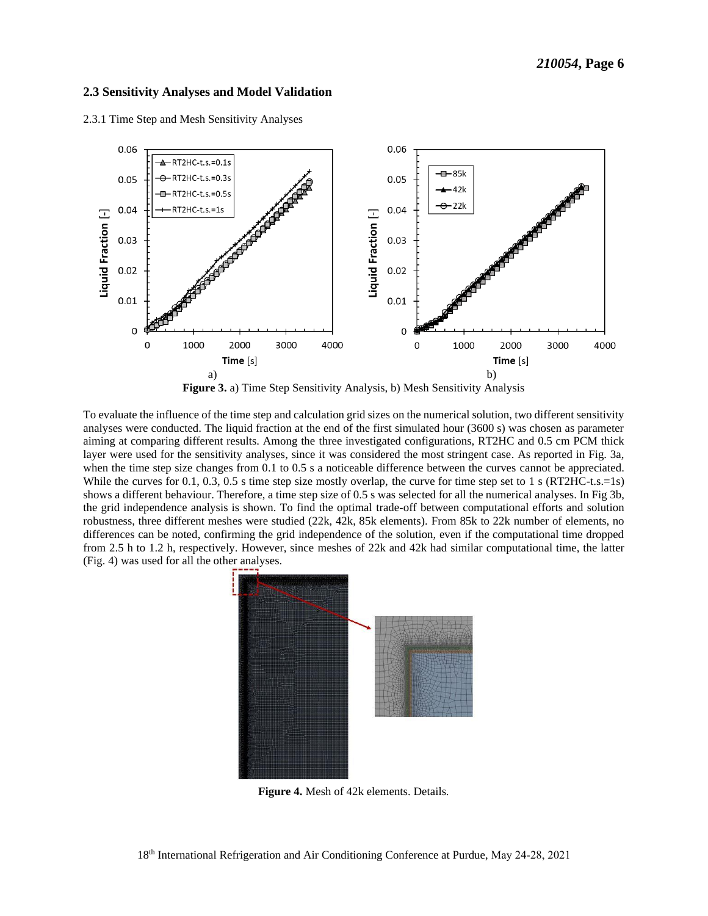### 2.3 Sensitivity Analyses and Model Validation

2.3.1 Time Step and Mesh Sensitivity Analyses

**Figure 3.** a) Time Step Sensitivity Analysis, b) Mesh Sensitivity Analysis

To evaluate the influence of the time step and calculation grid sizes on the numerical solution, two different sensitivity analyses were conducted. The liquid fraction at the end of the first simulated hour (3600 s) was chosen as parameter aiming at comparing different results. Among the three investigated configurations, RT2HC and 0.5 cm PCM thick layer were used for the sensitivity analyses, since it was considered the most stringent case. As reported in Fig. 3a, when the time step size changes from 0.1 to 0.5 s a noticeable difference between the curves cannot be appreciated. While the curves for 0.1, 0.3, 0.5 s time step size mostly overlap, the curve for time step set to 1 s (RT2HC-t.s.=1s) shows a different behaviour. Therefore, a time step size of 0.5 s was selected for all the numerical analyses. In Fig 3b, the grid independence analysis is shown. To find the optimal trade-off between computational efforts and solution robustness, three different meshes were studied (22k, 42k, 85k elements). From 85k to 22k number of elements, no differences can be noted, confirming the grid independence of the solution, even if the computational time dropped from 2.5 h to 1.2 h, respectively. However, since meshes of 22k and 42k had similar computational time, the latter (Fig. 4) was used for all the other analyses.

**Figure 4.** Mesh of 42k elements. Details.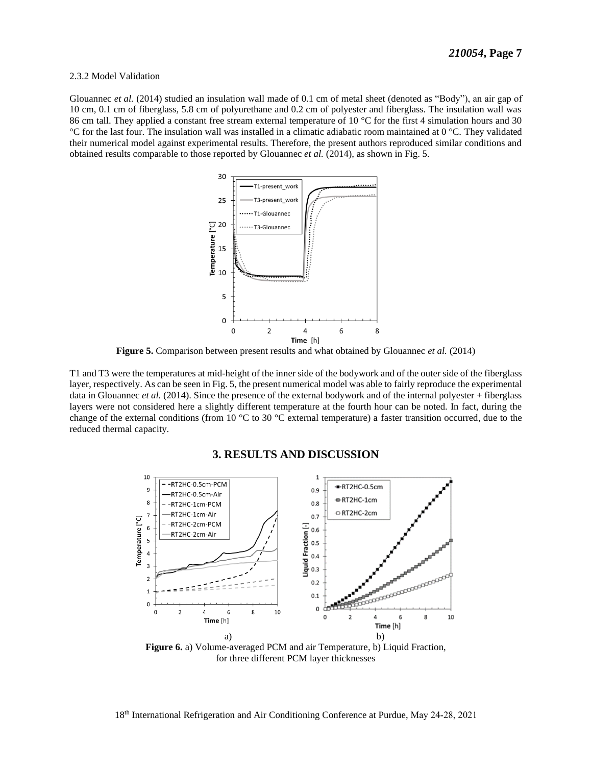2.3.2 Model Validation

Glouannec *et al.* (2014) studied an insulation wall made of 0.1 cm of metal sheet (denoted as "Body"), an air gap of 10 cm, 0.1 cm of fiberglass, 5.8 cm of polyurethane and 0.2 cm of polyester and fiberglass. The insulation wall was 86 cm tall. They applied a constant free stream external temperature of 10 °C for the first 4 simulation hours and 30 °C for the last four. The insulation wall was installed in a climatic adiabatic room maintained at 0 °C. They validated their numerical model against experimental results. Therefore, the present authors reproduced similar conditions and obtained results comparable to those reported by Glouannec *et al.* (2014), as shown in Fig. 5.

**Figure 5.** Comparison between present results and what obtained by Glouannec *et al.* (2014)

T1 and T3 were the temperatures at mid-height of the inner side of the bodywork and of the outer side of the fiberglass layer, respectively. As can be seen in Fig. 5, the present numerical model was able to fairly reproduce the experimental data in Glouannec *et al.* (2014). Since the presence of the external bodywork and of the internal polyester + fiberglass layers were not considered here a slightly different temperature at the fourth hour can be noted. In fact, during the change of the external conditions (from 10 °C to 30 °C external temperature) a faster transition occurred, due to the reduced thermal capacity.

# 3. RESULTS AND DISCUSSION

a) b)

**Figure 6.** a) Volume-averaged PCM and air Temperature, b) Liquid Fraction, for three different PCM layer thicknesses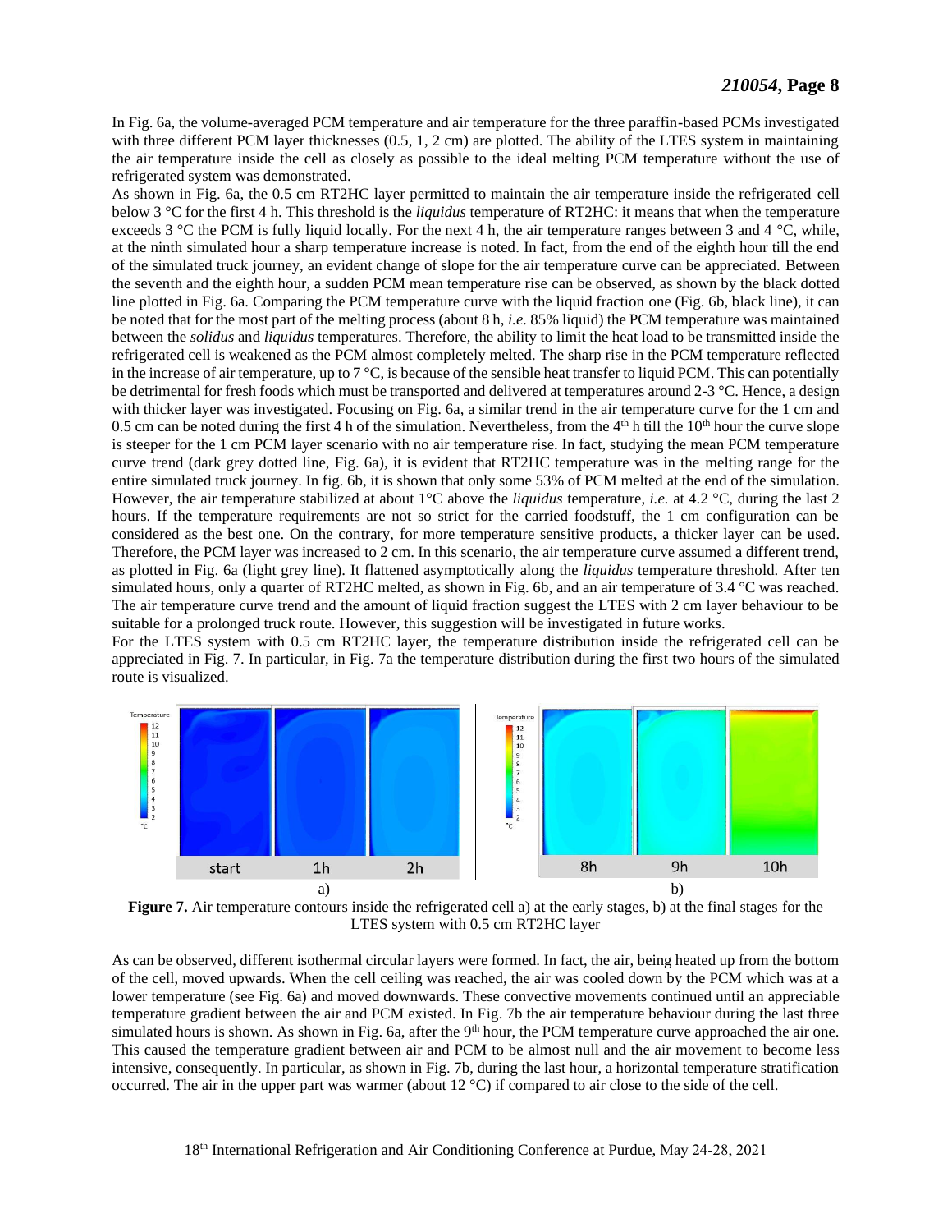In Fig. 6a, the volume-averaged PCM temperature and air temperature for the three paraffin-based PCMs investigated with three different PCM layer thicknesses (0.5, 1, 2 cm) are plotted. The ability of the LTES system in maintaining the air temperature inside the cell as closely as possible to the ideal melting PCM temperature without the use of refrigerated system was demonstrated.

As shown in Fig. 6a, the 0.5 cm RT2HC layer permitted to maintain the air temperature inside the refrigerated cell below 3 °C for the first 4 h. This threshold is the *liquidus* temperature of RT2HC: it means that when the temperature exceeds 3 °C the PCM is fully liquid locally. For the next 4 h, the air temperature ranges between 3 and 4 °C, while, at the ninth simulated hour a sharp temperature increase is noted. In fact, from the end of the eighth hour till the end of the simulated truck journey, an evident change of slope for the air temperature curve can be appreciated. Between the seventh and the eighth hour, a sudden PCM mean temperature rise can be observed, as shown by the black dotted line plotted in Fig. 6a. Comparing the PCM temperature curve with the liquid fraction one (Fig. 6b, black line), it can be noted that for the most part of the melting process (about 8 h, *i.e.* 85% liquid) the PCM temperature was maintained between the *solidus* and *liquidus* temperatures. Therefore, the ability to limit the heat load to be transmitted inside the refrigerated cell is weakened as the PCM almost completely melted. The sharp rise in the PCM temperature reflected in the increase of air temperature, up to 7 °C, is because of the sensible heat transfer to liquid PCM. This can potentially be detrimental for fresh foods which must be transported and delivered at temperatures around 2-3 °C. Hence, a design with thicker layer was investigated. Focusing on Fig. 6a, a similar trend in the air temperature curve for the 1 cm and 0.5 cm can be noted during the first 4 h of the simulation. Nevertheless, from the 4th h till the 10th hour the curve slope is steeper for the 1 cm PCM layer scenario with no air temperature rise. In fact, studying the mean PCM temperature curve trend (dark grey dotted line, Fig. 6a), it is evident that RT2HC temperature was in the melting range for the entire simulated truck journey. In fig. 6b, it is shown that only some 53% of PCM melted at the end of the simulation. However, the air temperature stabilized at about 1°C above the *liquidus* temperature, *i.e.* at 4.2 °C, during the last 2 hours. If the temperature requirements are not so strict for the carried foodstuff, the 1 cm configuration can be considered as the best one. On the contrary, for more temperature sensitive products, a thicker layer can be used. Therefore, the PCM layer was increased to 2 cm. In this scenario, the air temperature curve assumed a different trend, as plotted in Fig. 6a (light grey line). It flattened asymptotically along the *liquidus* temperature threshold. After ten simulated hours, only a quarter of RT2HC melted, as shown in Fig. 6b, and an air temperature of 3.4 °C was reached. The air temperature curve trend and the amount of liquid fraction suggest the LTES with 2 cm layer behaviour to be suitable for a prolonged truck route. However, this suggestion will be investigated in future works.

For the LTES system with 0.5 cm RT2HC layer, the temperature distribution inside the refrigerated cell can be appreciated in Fig. 7. In particular, in Fig. 7a the temperature distribution during the first two hours of the simulated route is visualized.

**Figure 7.** Air temperature contours inside the refrigerated cell a) at the early stages, b) at the final stages for the LTES system with 0.5 cm RT2HC layer

As can be observed, different isothermal circular layers were formed. In fact, the air, being heated up from the bottom of the cell, moved upwards. When the cell ceiling was reached, the air was cooled down by the PCM which was at a lower temperature (see Fig. 6a) and moved downwards. These convective movements continued until an appreciable temperature gradient between the air and PCM existed. In Fig. 7b the air temperature behaviour during the last three simulated hours is shown. As shown in Fig. 6a, after the 9th hour, the PCM temperature curve approached the air one. This caused the temperature gradient between air and PCM to be almost null and the air movement to become less intensive, consequently. In particular, as shown in Fig. 7b, during the last hour, a horizontal temperature stratification occurred. The air in the upper part was warmer (about 12 °C) if compared to air close to the side of the cell.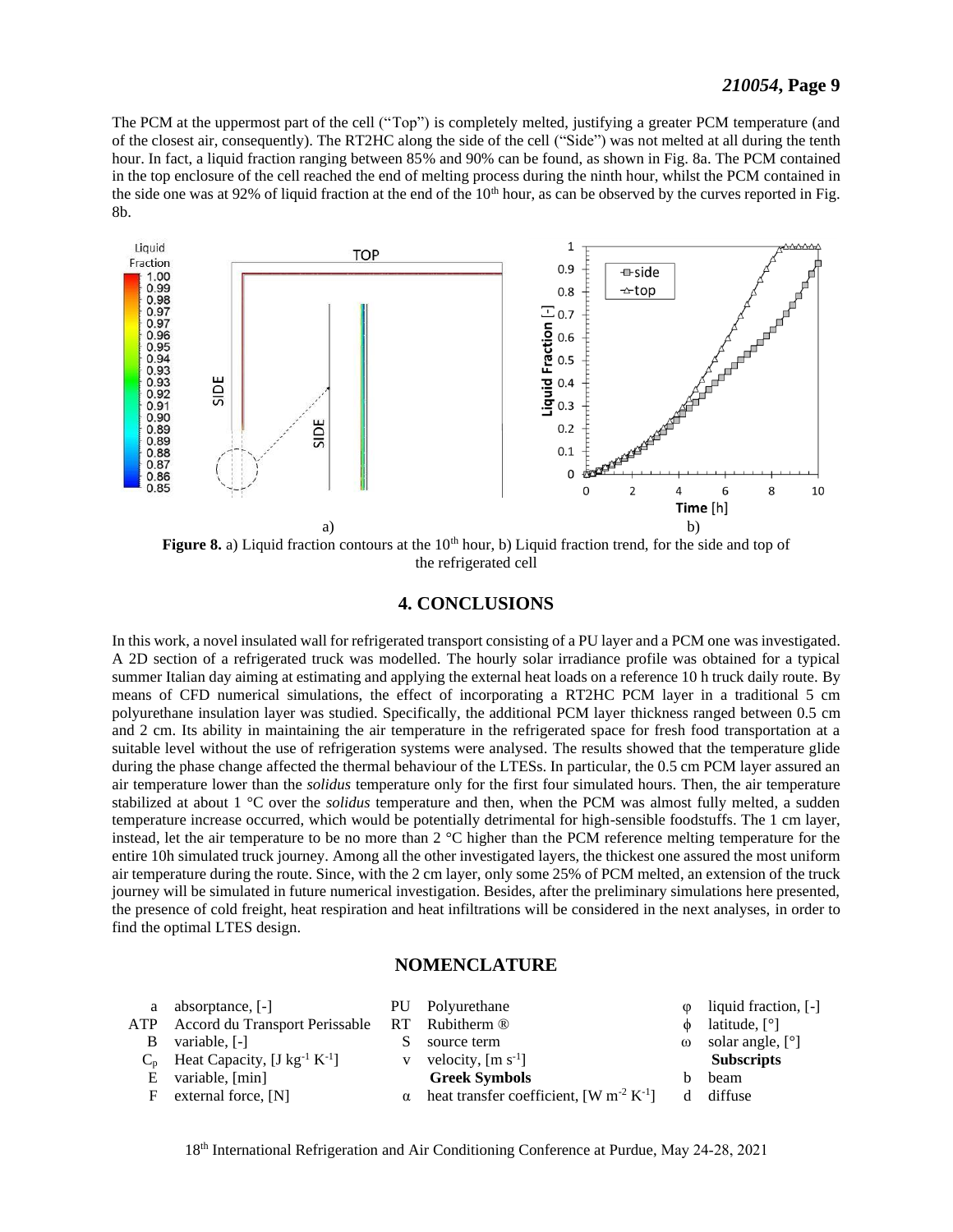The PCM at the uppermost part of the cell ("Top") is completely melted, justifying a greater PCM temperature (and of the closest air, consequently). The RT2HC along the side of the cell ("Side") was not melted at all during the tenth hour. In fact, a liquid fraction ranging between 85% and 90% can be found, as shown in Fig. 8a. The PCM contained in the top enclosure of the cell reached the end of melting process during the ninth hour, whilst the PCM contained in the side one was at 92% of liquid fraction at the end of the 10[th] hour, as can be observed by the curves reported in Fig. 8b.

**Figure 8.** a) Liquid fraction contours at the 10[th] hour, b) Liquid fraction trend, for the side and top of the refrigerated cell

## 4. CONCLUSIONS

In this work, a novel insulated wall for refrigerated transport consisting of a PU layer and a PCM one was investigated. A 2D section of a refrigerated truck was modelled. The hourly solar irradiance profile was obtained for a typical summer Italian day aiming at estimating and applying the external heat loads on a reference 10 h truck daily route. By means of CFD numerical simulations, the effect of incorporating a RT2HC PCM layer in a traditional 5 cm polyurethane insulation layer was studied. Specifically, the additional PCM layer thickness ranged between 0.5 cm and 2 cm. Its ability in maintaining the air temperature in the refrigerated space for fresh food transportation at a suitable level without the use of refrigeration systems were analysed. The results showed that the temperature glide during the phase change affected the thermal behaviour of the LTESs. In particular, the 0.5 cm PCM layer assured an air temperature lower than the *solidus* temperature only for the first four simulated hours. Then, the air temperature stabilized at about 1 °C over the *solidus* temperature and then, when the PCM was almost fully melted, a sudden temperature increase occurred, which would be potentially detrimental for high-sensible foodstuffs. The 1 cm layer, instead, let the air temperature to be no more than 2 °C higher than the PCM reference melting temperature for the entire 10h simulated truck journey. Among all the other investigated layers, the thickest one assured the most uniform air temperature during the route. Since, with the 2 cm layer, only some 25% of PCM melted, an extension of the truck journey will be simulated in future numerical investigation. Besides, after the preliminary simulations here presented, the presence of cold freight, heat respiration and heat infiltrations will be considered in the next analyses, in order to find the optimal LTES design.

## NOMENCLATURE

| | | | | | |
|---|---|---|---|---|---|
| a | absorptance, [-] | PU | Polyurethane | $\varphi$ | liquid fraction, [-] |
| ATP | Accord du Transport Perissable | RT | Rubitherm ® | $\phi$ | latitude, [°] |
| B | variable, [-] | S | source term | $\omega$ | solar angle, [°] |
| $C_p$ | Heat Capacity, [J kg$^{-1}$ K$^{-1}$] | v | velocity, [m s$^{-1}$] | | **Subscripts** |
| E | variable, [min] | | **Greek Symbols** | b | beam |
| F | external force, [N] | $\alpha$ | heat transfer coefficient, [W m$^{-2}$ K$^{-1}$] | d | diffuse |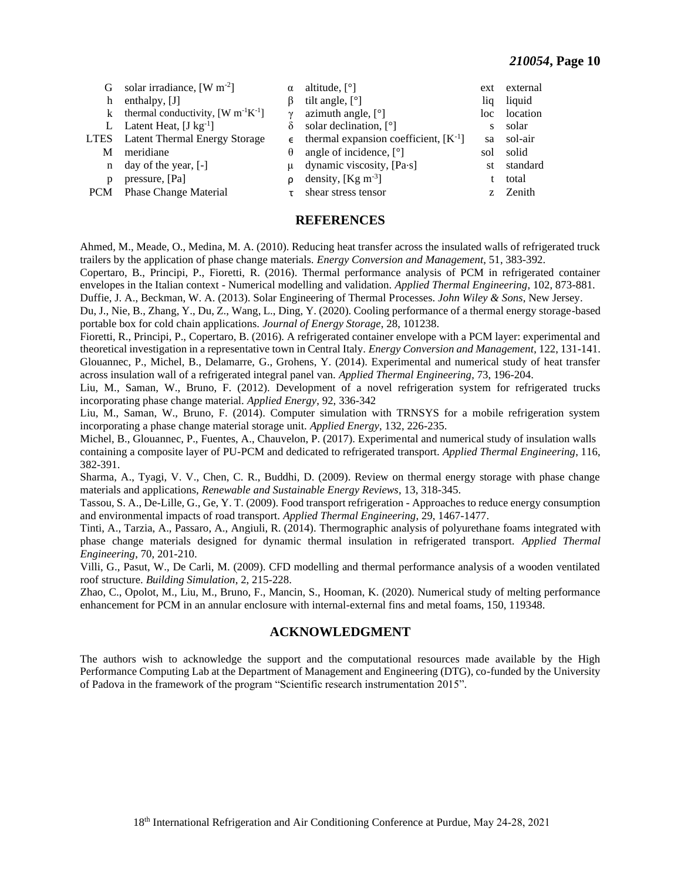| | | | | | |
|---|---|---|---|---|---|
| G | solar irradiance, [W m$^{-2}$] | $\alpha$ | altitude, [°] | ext | external |
| h | enthalpy, [J] | $\beta$ | tilt angle, [°] | liq | liquid |
| k | thermal conductivity, [W m$^{-1}$K$^{-1}$] | $\gamma$ | azimuth angle, [°] | loc | location |
| L | Latent Heat, [J kg$^{-1}$] | $\delta$ | solar declination, [°] | s | solar |
| LTES | Latent Thermal Energy Storage | $\epsilon$ | thermal expansion coefficient, [K$^{-1}$] | sa | sol-air |
| M | meridiane | $\theta$ | angle of incidence, [°] | sol | solid |
| n | day of the year, [-] | $\mu$ | dynamic viscosity, [Pa·s] | st | standard |
| p | pressure, [Pa] | $\rho$ | density, [Kg m$^{-3}$] | t | total |
| PCM | Phase Change Material | $\tau$ | shear stress tensor | z | Zenith |

## REFERENCES

Ahmed, M., Meade, O., Medina, M. A. (2010). Reducing heat transfer across the insulated walls of refrigerated truck trailers by the application of phase change materials. *Energy Conversion and Management*, 51, 383-392.

Copertaro, B., Principi, P., Fioretti, R. (2016). Thermal performance analysis of PCM in refrigerated container envelopes in the Italian context - Numerical modelling and validation. *Applied Thermal Engineering*, 102, 873-881.

Duffie, J. A., Beckman, W. A. (2013). Solar Engineering of Thermal Processes. *John Wiley & Sons*, New Jersey.

Du, J., Nie, B., Zhang, Y., Du, Z., Wang, L., Ding, Y. (2020). Cooling performance of a thermal energy storage-based portable box for cold chain applications. *Journal of Energy Storage*, 28, 101238.

Fioretti, R., Principi, P., Copertaro, B. (2016). A refrigerated container envelope with a PCM layer: experimental and theoretical investigation in a representative town in Central Italy. *Energy Conversion and Management*, 122, 131-141.

Glouannec, P., Michel, B., Delamarre, G., Grohens, Y. (2014). Experimental and numerical study of heat transfer across insulation wall of a refrigerated integral panel van. *Applied Thermal Engineering*, 73, 196-204.

Liu, M., Saman, W., Bruno, F. (2012). Development of a novel refrigeration system for refrigerated trucks incorporating phase change material. *Applied Energy*, 92, 336-342

Liu, M., Saman, W., Bruno, F. (2014). Computer simulation with TRNSYS for a mobile refrigeration system incorporating a phase change material storage unit. *Applied Energy*, 132, 226-235.

Michel, B., Glouannec, P., Fuentes, A., Chauvelon, P. (2017). Experimental and numerical study of insulation walls containing a composite layer of PU-PCM and dedicated to refrigerated transport. *Applied Thermal Engineering*, 116, 382-391.

Sharma, A., Tyagi, V. V., Chen, C. R., Buddhi, D. (2009). Review on thermal energy storage with phase change materials and applications, *Renewable and Sustainable Energy Reviews*, 13, 318-345.

Tassou, S. A., De-Lille, G., Ge, Y. T. (2009). Food transport refrigeration - Approaches to reduce energy consumption and environmental impacts of road transport. *Applied Thermal Engineering*, 29, 1467-1477.

Tinti, A., Tarzia, A., Passaro, A., Angiuli, R. (2014). Thermographic analysis of polyurethane foams integrated with phase change materials designed for dynamic thermal insulation in refrigerated transport. *Applied Thermal Engineering*, 70, 201-210.

Villi, G., Pasut, W., De Carli, M. (2009). CFD modelling and thermal performance analysis of a wooden ventilated roof structure. *Building Simulation*, 2, 215-228.

Zhao, C., Opolot, M., Liu, M., Bruno, F., Mancin, S., Hooman, K. (2020). Numerical study of melting performance enhancement for PCM in an annular enclosure with internal-external fins and metal foams, 150, 119348.

## ACKNOWLEDGMENT

The authors wish to acknowledge the support and the computational resources made available by the High Performance Computing Lab at the Department of Management and Engineering (DTG), co-funded by the University of Padova in the framework of the program "Scientific research instrumentation 2015".